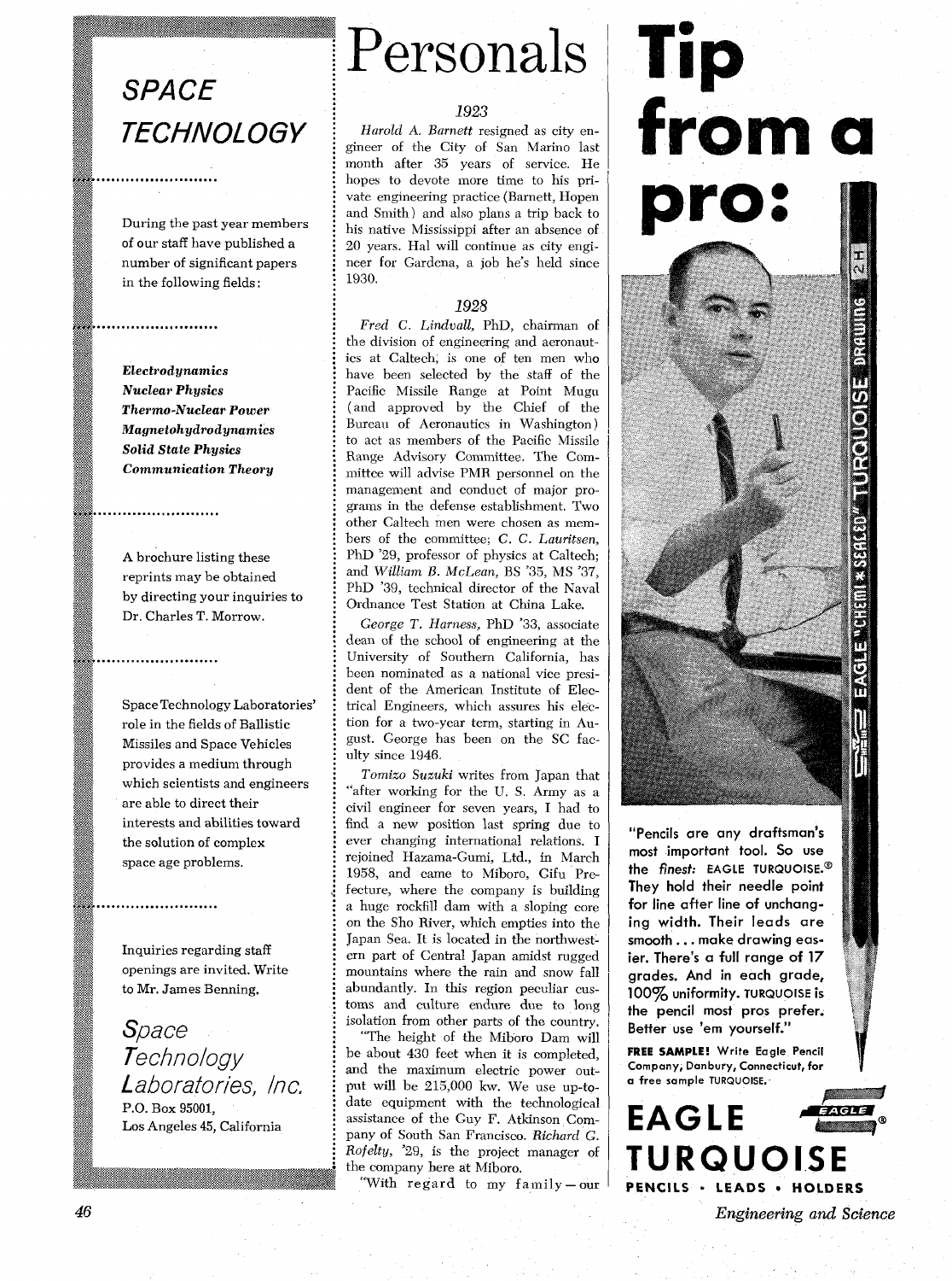## SPACE TECHNOLOGY

During the past year members of our staff have published a number of significant papers in the following fields:

***Electrodynamics***
***Nuclear Physics***
***Thermo-Nuclear Power***
***Magnetohydrodynamics***
***Solid State Physics***
***Communication Theory***

A brochure listing these reprints may be obtained by directing your inquiries to Dr. Charles T. Morrow.

Space Technology Laboratories' role in the fields of Ballistic Missiles and Space Vehicles provides a medium through which scientists and engineers are able to direct their interests and abilities toward the solution of complex space age problems.

Inquiries regarding staff openings are invited. Write to Mr. James Benning.

*Space Technology Laboratories, Inc.*
P.O. Box 95001,
Los Angeles 45, California

# Personals

### 1923

*Harold A. Barnett* resigned as city engineer of the City of San Marino last month after 35 years of service. He hopes to devote more time to his private engineering practice (Barnett, Hopen and Smith) and also plans a trip back to his native Mississippi after an absence of 20 years. Hal will continue as city engineer for Gardena, a job he's held since 1930.

### 1928

*Fred C. Lindvall*, PhD, chairman of the division of engineering and aeronautics at Caltech, is one of ten men who have been selected by the staff of the Pacific Missile Range at Point Mugu (and approved by the Chief of the Bureau of Aeronautics in Washington) to act as members of the Pacific Missile Range Advisory Committee. The Committee will advise PMR personnel on the management and conduct of major programs in the defense establishment. Two other Caltech men were chosen as members of the committee; *C. C. Lauritsen*, PhD '29, professor of physics at Caltech; and *William B. McLean*, BS '35, MS '37, PhD '39, technical director of the Naval Ordnance Test Station at China Lake.

*George T. Harness*, PhD '33, associate dean of the school of engineering at the University of Southern California, has been nominated as a national vice president of the American Institute of Electrical Engineers, which assures his election for a two-year term, starting in August. George has been on the SC faculty since 1946.

*Tomizo Suzuki* writes from Japan that "after working for the U. S. Army as a civil engineer for seven years, I had to find a new position last spring due to ever changing international relations. I rejoined Hazama-Gumi, Ltd., in March 1958, and came to Miboro, Gifu Prefecture, where the company is building a huge rockfill dam with a sloping core on the Sho River, which empties into the Japan Sea. It is located in the northwestern part of Central Japan amidst rugged mountains where the rain and snow fall abundantly. In this region peculiar customs and culture endure due to long isolation from other parts of the country.

"The height of the Miboro Dam will be about 430 feet when it is completed, and the maximum electric power output will be 215,000 kw. We use up-to-date equipment with the technological assistance of the Guy F. Atkinson Company of South San Francisco. *Richard G. Rofelty*, '29, is the project manager of the company here at Miboro.

"With regard to my family—our

# Tip from a pro:

"Pencils are any draftsman's most important tool. So use the *finest:* EAGLE TURQUOISE.® They hold their needle point for line after line of unchanging width. Their leads are smooth . . . make drawing easier. There's a full range of 17 grades. And in each grade, 100% uniformity. TURQUOISE is the pencil most pros prefer. Better use 'em yourself."

**FREE SAMPLE!** Write Eagle Pencil Company, Danbury, Connecticut, for a free sample TURQUOISE.

**EAGLE TURQUOISE**
**PENCILS • LEADS • HOLDERS**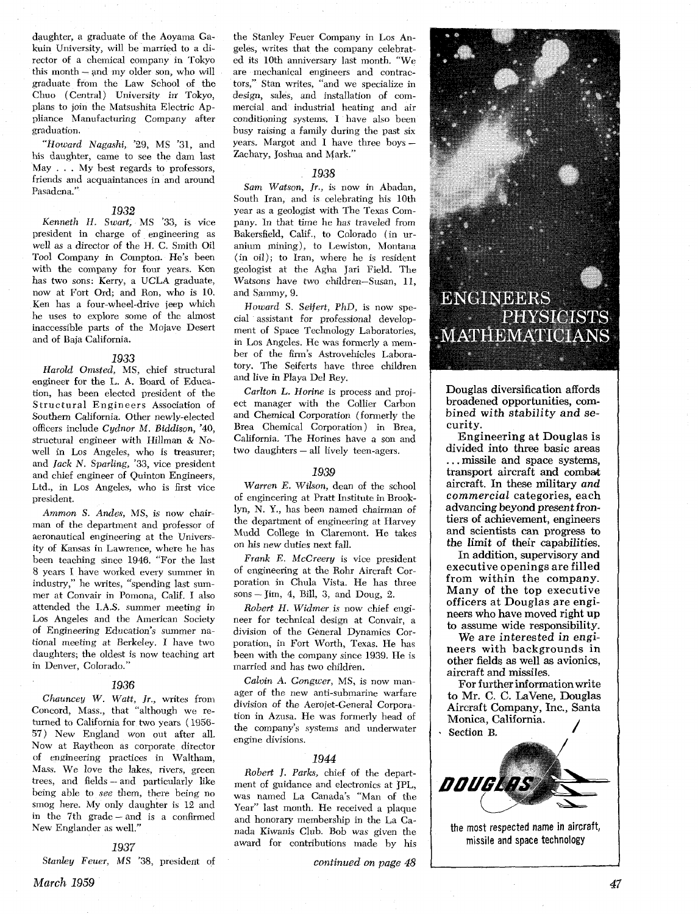daughter, a graduate of the Aoyama Gakuin University, will be married to a director of a chemical company in Tokyo this month – and my older son, who will graduate from the Law School of the Chuo (Central) University in Tokyo, plans to join the Matsushita Electric Appliance Manufacturing Company after graduation.

*"Howard Nagashi,* '29, MS '31, and his daughter, came to see the dam last May . . . My best regards to professors, friends and acquaintances in and around Pasadena."

### 1932

*Kenneth H. Swart,* MS '33, is vice president in charge of engineering as well as a director of the H. C. Smith Oil Tool Company in Compton. He's been with the company for four years. Ken has two sons: Kerry, a UCLA graduate, now at Fort Ord; and Ron, who is 10. Ken has a four-wheel-drive jeep which he uses to explore some of the almost inaccessible parts of the Mojave Desert and of Baja California.

### 1933

*Harold Omsted,* MS, chief structural engineer for the L. A. Board of Education, has been elected president of the Structural Engineers Association of Southern California. Other newly-elected officers include *Cydnor M. Biddison,* '40, structural engineer with Hillman & Nowell in Los Angeles, who is treasurer; and *Jack N. Sparling,* '33, vice president and chief engineer of Quinton Engineers, Ltd., in Los Angeles, who is first vice president.

*Ammon S. Andes,* MS, is now chairman of the department and professor of aeronautical engineering at the University of Kansas in Lawrence, where he has been teaching since 1946. "For the last 8 years I have worked every summer in industry," he writes, "spending last summer at Convair in Pomona, Calif. I also attended the I.A.S. summer meeting in Los Angeles and the American Society of Engineering Education's summer national meeting at Berkeley. I have two daughters; the oldest is now teaching art in Denver, Colorado."

### 1936

*Chauncey W. Watt, Jr.,* writes from Concord, Mass., that "although we returned to California for two years (1956-57) New England won out after all. Now at Raytheon as corporate director of engineering practices in Waltham, Mass. We love the lakes, rivers, green trees, and fields – and particularly like being able to *see* them, there being no smog here. My only daughter is 12 and in the 7th grade – and is a confirmed New Englander as well."

### 1937

*Stanley Feuer, MS* '38, president of the Stanley Feuer Company in Los Angeles, writes that the company celebrated its 10th anniversary last month. "We are mechanical engineers and contractors," Stan writes, "and we specialize in design, sales, and installation of commercial and industrial heating and air conditioning systems. I have also been busy raising a family during the past six years. Margot and I have three boys – Zachary, Joshua and Mark."

### 1938

*Sam Watson, Jr.,* is now in Abadan, South Iran, and is celebrating his 10th year as a geologist with The Texas Company. In that time he has traveled from Bakersfield, Calif., to Colorado (in uranium mining), to Lewiston, Montana (in oil); to Iran, where he is resident geologist at the Agha Jari Field. The Watsons have two children–Susan, 11, and Sammy, 9.

*Howard S. Seifert, PhD,* is now special assistant for professional development of Space Technology Laboratories, in Los Angeles. He was formerly a member of the firm's Astrovehicles Laboratory. The Seiferts have three children and live in Playa Del Rey.

*Carlton L. Horine* is process and project manager with the Collier Carbon and Chemical Corporation (formerly the Brea Chemical Corporation) in Brea, California. The Horines have a son and two daughters – all lively teen-agers.

### 1939

*Warren E. Wilson,* dean of the school of engineering at Pratt Institute in Brooklyn, N. Y., has been named chairman of the department of engineering at Harvey Mudd College in Claremont. He takes on his new duties next fall.

*Frank E. McCreery* is vice president of engineering at the Rohr Aircraft Corporation in Chula Vista. He has three sons – Jim, 4, Bill, 3, and Doug, 2.

*Robert H. Widmer* is now chief engineer for technical design at Convair, a division of the General Dynamics Corporation, in Fort Worth, Texas. He has been with the company since 1939. He is married and has two children.

*Calvin A. Gongwer,* MS, is now manager of the new anti-submarine warfare division of the Aerojet-General Corporation in Azusa. He was formerly head of the company's systems and underwater engine divisions.

### 1944

*Robert J. Parks,* chief of the department of guidance and electronics at JPL, was named La Canada's "Man of the Year" last month. He received a plaque and honorary membership in the La Canada Kiwanis Club. Bob was given the award for contributions made by his

*continued on page 48*

---

## ENGINEERS PHYSICISTS MATHEMATICIANS

**Douglas diversification affords broadened opportunities, combined with *stability and security.***

**Engineering at Douglas is divided into three basic areas . . . missile and space systems, transport aircraft and combat aircraft. In these military *and commercial* categories, each advancing beyond present frontiers of achievement, engineers and scientists can progress to *the limit* of their capabilities.**

**In addition, supervisory and executive openings are filled from within the company. Many of the top executive officers at Douglas are engineers who have moved right up to assume wide responsibility.**

**We are interested in engineers with backgrounds in other fields as well as avionics, aircraft and missiles.**

**For further information write to Mr. C. C. LaVene, Douglas Aircraft Company, Inc., Santa Monica, California.**
**Section B.**

**DOUGLAS**

**the most respected name in aircraft, missile and space technology**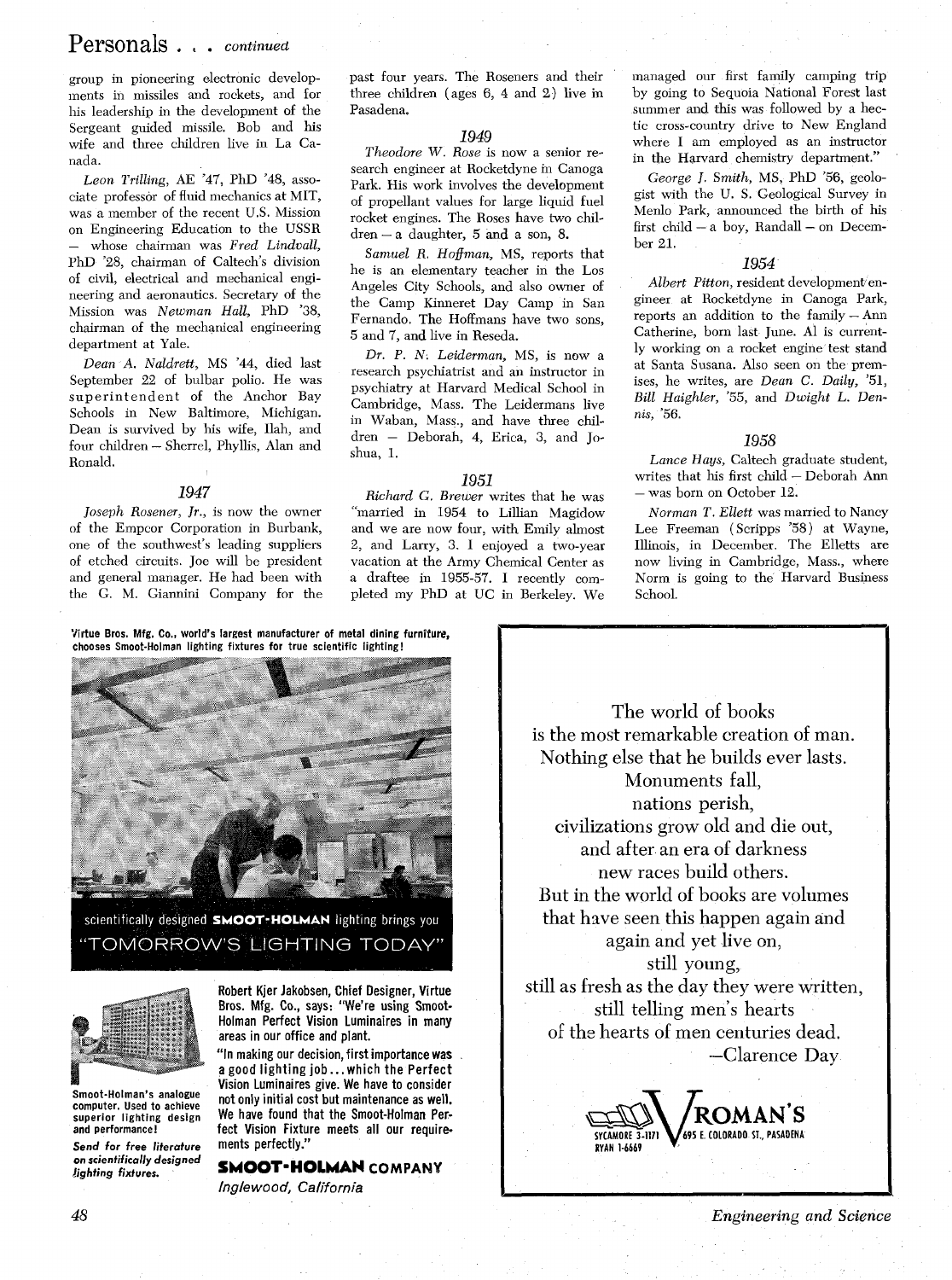# Personals . . . *continued*

group in pioneering electronic developments in missiles and rockets, and for his leadership in the development of the Sergeant guided missile. Bob and his wife and three children live in La Canada.

*Leon Trilling*, AE '47, PhD '48, associate professor of fluid mechanics at MIT, was a member of the recent U.S. Mission on Engineering Education to the USSR — whose chairman was *Fred Lindvall*, PhD '28, chairman of Caltech's division of civil, electrical and mechanical engineering and aeronautics. Secretary of the Mission was *Newman Hall*, PhD '38, chairman of the mechanical engineering department at Yale.

*Dean A. Naldrett*, MS '44, died last September 22 of bulbar polio. He was superintendent of the Anchor Bay Schools in New Baltimore, Michigan. Dean is survived by his wife, Ilah, and four children – Sherrel, Phyllis, Alan and Ronald.

### 1947

*Joseph Rosener, Jr.*, is now the owner of the Empcor Corporation in Burbank, one of the southwest's leading suppliers of etched circuits. Joe will be president and general manager. He had been with the G. M. Giannini Company for the past four years. The Roseners and their three children (ages 6, 4 and 2) live in Pasadena.

### 1949

*Theodore W. Rose* is now a senior research engineer at Rocketdyne in Canoga Park. His work involves the development of propellant values for large liquid fuel rocket engines. The Roses have two children – a daughter, 5 and a son, 8.

*Samuel R. Hoffman*, MS, reports that he is an elementary teacher in the Los Angeles City Schools, and also owner of the Camp Kinneret Day Camp in San Fernando. The Hoffmans have two sons, 5 and 7, and live in Reseda.

*Dr. P. N. Leiderman*, MS, is now a research psychiatrist and an instructor in psychiatry at Harvard Medical School in Cambridge, Mass. The Leidermans live in Waban, Mass., and have three children – Deborah, 4, Erica, 3, and Joshua, 1.

### 1951

*Richard G. Brewer* writes that he was "married in 1954 to Lillian Magidow and we are now four, with Emily almost 2, and Larry, 3. I enjoyed a two-year vacation at the Army Chemical Center as a draftee in 1955-57. I recently completed my PhD at UC in Berkeley. We managed our first family camping trip by going to Sequoia National Forest last summer and this was followed by a hectic cross-country drive to New England where I am employed as an instructor in the Harvard chemistry department."

*George J. Smith*, MS, PhD '56, geologist with the U. S. Geological Survey in Menlo Park, announced the birth of his first child – a boy, Randall – on December 21.

### 1954

*Albert Pitton*, resident development engineer at Rocketdyne in Canoga Park, reports an addition to the family – Ann Catherine, born last June. Al is currently working on a rocket engine test stand at Santa Susana. Also seen on the premises, he writes, are *Dean C. Daily*, '51, *Bill Haighler*, '55, and *Dwight L. Dennis*, '56.

### 1958

*Lance Hays*, Caltech graduate student, writes that his first child – Deborah Ann – was born on October 12.

*Norman T. Ellett* was married to Nancy Lee Freeman (Scripps '58) at Wayne, Illinois, in December. The Elletts are now living in Cambridge, Mass., where Norm is going to the Harvard Business School.

---

**Virtue Bros. Mfg. Co., world's largest manufacturer of metal dining furniture, chooses Smoot-Holman lighting fixtures for true scientific lighting!**

scientifically designed **SMOOT-HOLMAN** lighting brings you "TOMORROW'S LIGHTING TODAY"

**Smoot-Holman's analogue computer. Used to achieve superior lighting design and performance!**

***Send for free literature on scientifically designed lighting fixtures.***

**Robert Kjer Jakobsen, Chief Designer, Virtue Bros. Mfg. Co., says: "We're using Smoot-Holman Perfect Vision Luminaires in many areas in our office and plant.**

**"In making our decision, first importance was a good lighting job... which the Perfect Vision Luminaires give. We have to consider not only initial cost but maintenance as well. We have found that the Smoot-Holman Perfect Vision Fixture meets all our requirements perfectly."**

**SMOOT-HOLMAN COMPANY**
*Inglewood, California*

---

The world of books
is the most remarkable creation of man.
Nothing else that he builds ever lasts.
Monuments fall,
nations perish,
civilizations grow old and die out,
and after an era of darkness
new races build others.
But in the world of books are volumes
that have seen this happen again and
again and yet live on,
still young,
still as fresh as the day they were written,
still telling men's hearts
of the hearts of men centuries dead.
—Clarence Day

**VROMAN'S**
SYCAMORE 3-1171 RYAN 1-6669 695 E. COLORADO ST., PASADENA